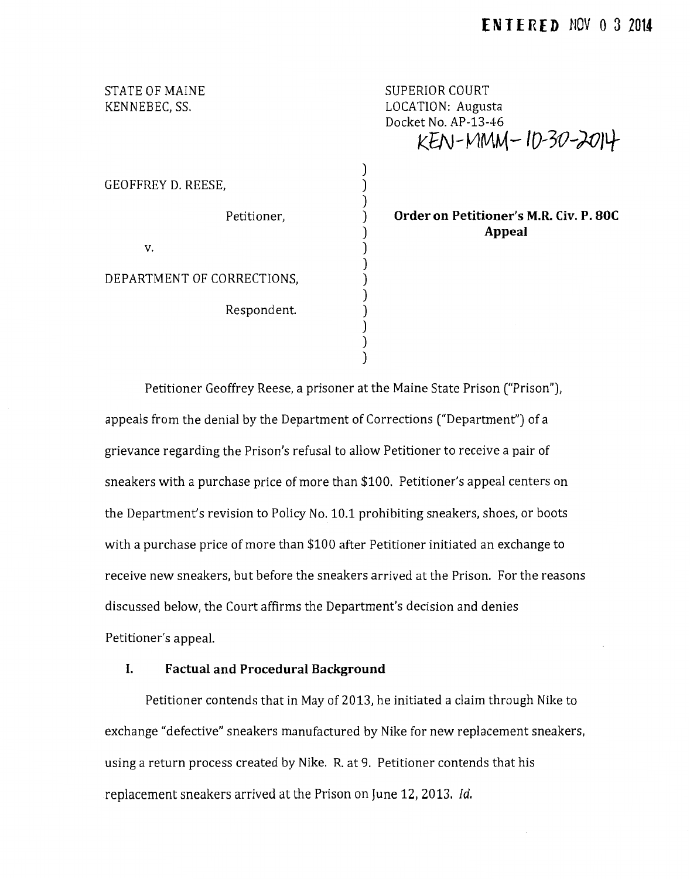**ENTERED** NOV 0 3 2014

STATE OF MAINE
KENNEBEC, SS.

SUPERIOR COURT
LOCATION: Augusta
Docket No. AP-13-46
KEN-MMM-10-30-2014

GEOFFREY D. REESE,

Petitioner,

v.

DEPARTMENT OF CORRECTIONS,

Respondent.

**Order on Petitioner's M.R. Civ. P. 80C Appeal**

Petitioner Geoffrey Reese, a prisoner at the Maine State Prison ("Prison"), appeals from the denial by the Department of Corrections ("Department") of a grievance regarding the Prison's refusal to allow Petitioner to receive a pair of sneakers with a purchase price of more than $100. Petitioner's appeal centers on the Department's revision to Policy No. 10.1 prohibiting sneakers, shoes, or boots with a purchase price of more than $100 after Petitioner initiated an exchange to receive new sneakers, but before the sneakers arrived at the Prison. For the reasons discussed below, the Court affirms the Department's decision and denies Petitioner's appeal.

## I. Factual and Procedural Background

Petitioner contends that in May of 2013, he initiated a claim through Nike to exchange "defective" sneakers manufactured by Nike for new replacement sneakers, using a return process created by Nike. R. at 9. Petitioner contends that his replacement sneakers arrived at the Prison on June 12, 2013. *Id.*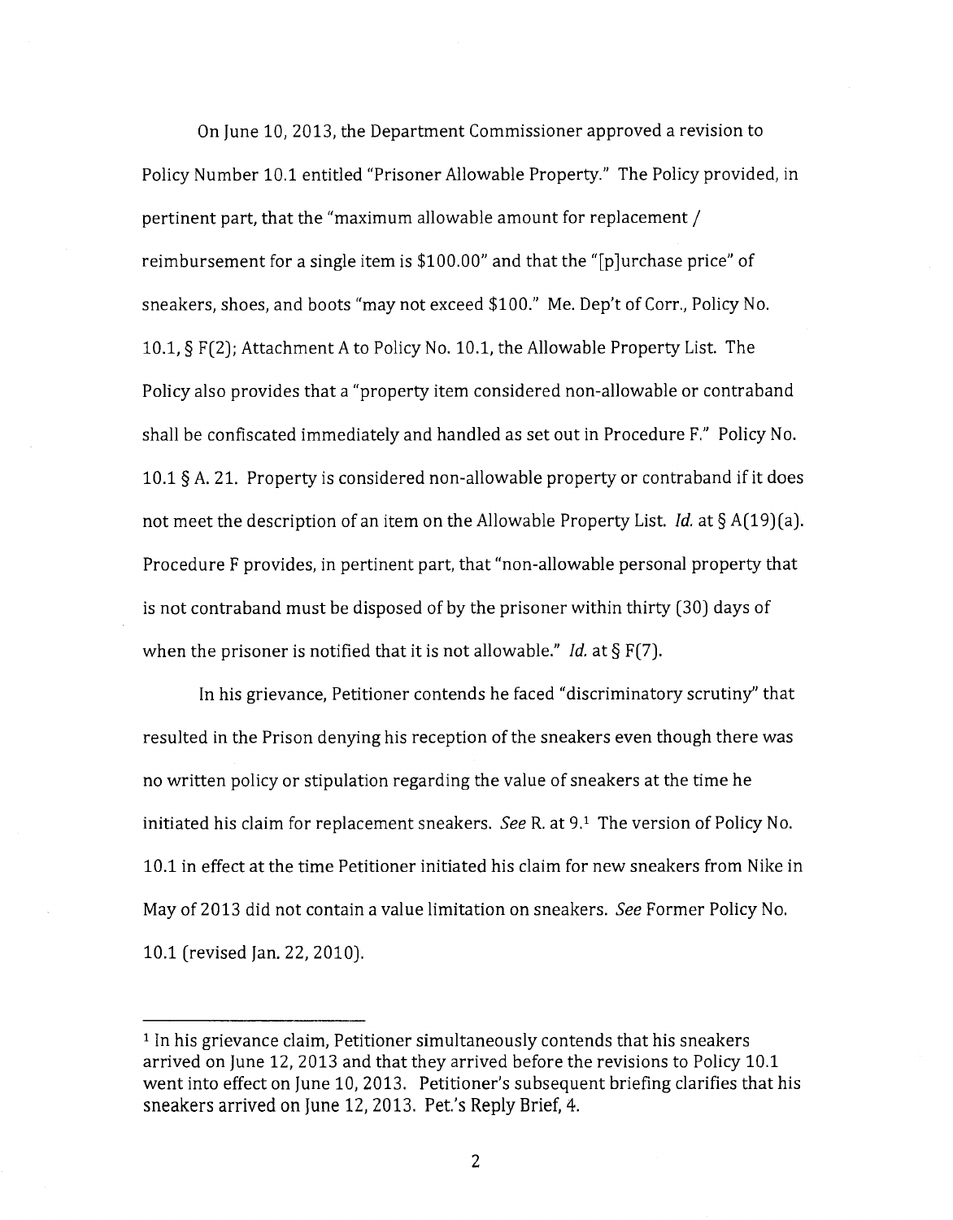On June 10, 2013, the Department Commissioner approved a revision to Policy Number 10.1 entitled "Prisoner Allowable Property." The Policy provided, in pertinent part, that the "maximum allowable amount for replacement / reimbursement for a single item is $100.00" and that the "[p]urchase price" of sneakers, shoes, and boots "may not exceed $100." Me. Dep't of Corr., Policy No. 10.1, § F(2); Attachment A to Policy No. 10.1, the Allowable Property List. The Policy also provides that a "property item considered non-allowable or contraband shall be confiscated immediately and handled as set out in Procedure F." Policy No. 10.1 § A. 21. Property is considered non-allowable property or contraband if it does not meet the description of an item on the Allowable Property List. *Id.* at § A(19)(a). Procedure F provides, in pertinent part, that "non-allowable personal property that is not contraband must be disposed of by the prisoner within thirty (30) days of when the prisoner is notified that it is not allowable." *Id.* at § F(7).

In his grievance, Petitioner contends he faced "discriminatory scrutiny" that resulted in the Prison denying his reception of the sneakers even though there was no written policy or stipulation regarding the value of sneakers at the time he initiated his claim for replacement sneakers. *See* R. at 9.[1] The version of Policy No. 10.1 in effect at the time Petitioner initiated his claim for new sneakers from Nike in May of 2013 did not contain a value limitation on sneakers. *See* Former Policy No. 10.1 (revised Jan. 22, 2010).

---

[1] In his grievance claim, Petitioner simultaneously contends that his sneakers arrived on June 12, 2013 and that they arrived before the revisions to Policy 10.1 went into effect on June 10, 2013. Petitioner's subsequent briefing clarifies that his sneakers arrived on June 12, 2013. Pet.'s Reply Brief, 4.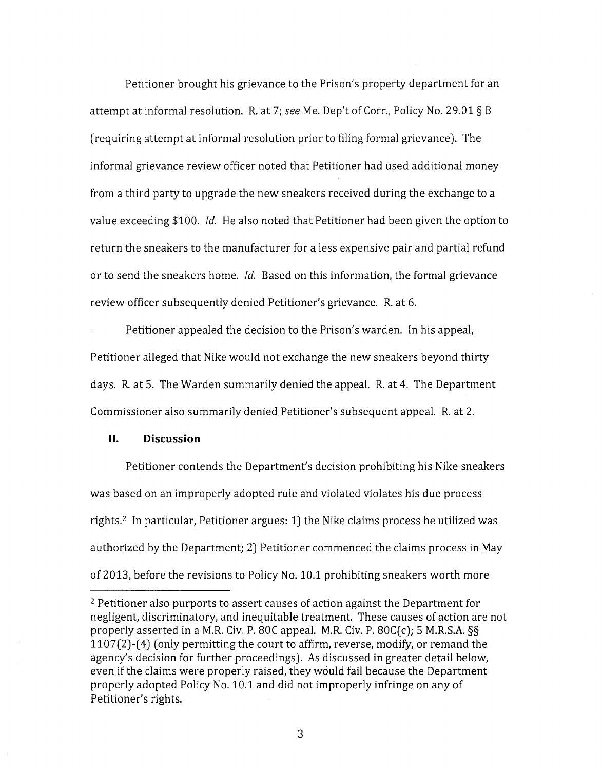Petitioner brought his grievance to the Prison's property department for an attempt at informal resolution. R. at 7; *see* Me. Dep't of Corr., Policy No. 29.01 § B (requiring attempt at informal resolution prior to filing formal grievance). The informal grievance review officer noted that Petitioner had used additional money from a third party to upgrade the new sneakers received during the exchange to a value exceeding $100. *Id.* He also noted that Petitioner had been given the option to return the sneakers to the manufacturer for a less expensive pair and partial refund or to send the sneakers home. *Id.* Based on this information, the formal grievance review officer subsequently denied Petitioner's grievance. R. at 6.

Petitioner appealed the decision to the Prison's warden. In his appeal, Petitioner alleged that Nike would not exchange the new sneakers beyond thirty days. R. at 5. The Warden summarily denied the appeal. R. at 4. The Department Commissioner also summarily denied Petitioner's subsequent appeal. R. at 2.

## II. Discussion

Petitioner contends the Department's decision prohibiting his Nike sneakers was based on an improperly adopted rule and violated violates his due process rights.[2] In particular, Petitioner argues: 1) the Nike claims process he utilized was authorized by the Department; 2) Petitioner commenced the claims process in May of 2013, before the revisions to Policy No. 10.1 prohibiting sneakers worth more

---

[2] Petitioner also purports to assert causes of action against the Department for negligent, discriminatory, and inequitable treatment. These causes of action are not properly asserted in a M.R. Civ. P. 80C appeal. M.R. Civ. P. 80C(c); 5 M.R.S.A. §§ 1107(2)-(4) (only permitting the court to affirm, reverse, modify, or remand the agency's decision for further proceedings). As discussed in greater detail below, even if the claims were properly raised, they would fail because the Department properly adopted Policy No. 10.1 and did not improperly infringe on any of Petitioner's rights.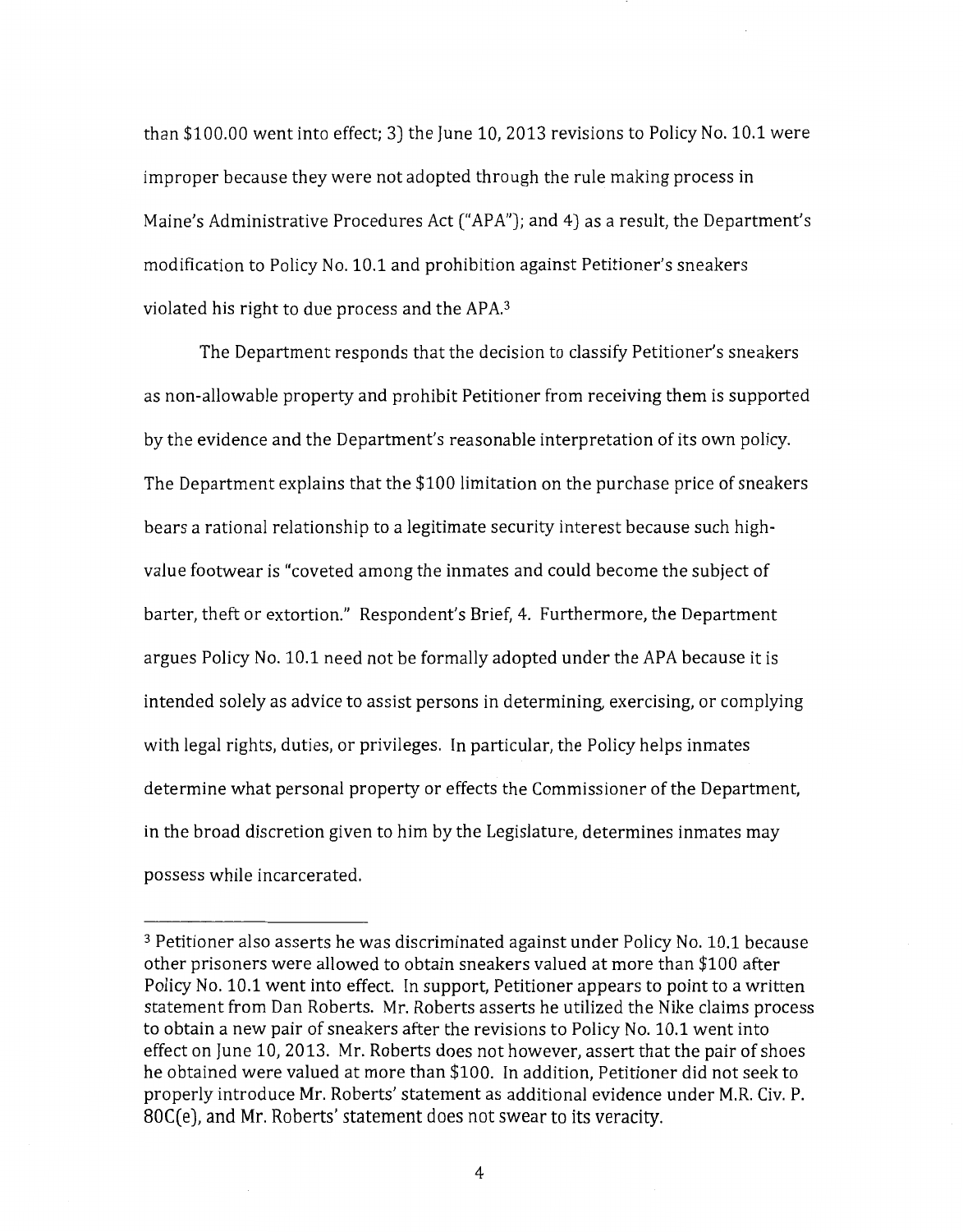than $100.00 went into effect; 3) the June 10, 2013 revisions to Policy No. 10.1 were improper because they were not adopted through the rule making process in Maine's Administrative Procedures Act ("APA"); and 4) as a result, the Department's modification to Policy No. 10.1 and prohibition against Petitioner's sneakers violated his right to due process and the APA.[3]

The Department responds that the decision to classify Petitioner's sneakers as non-allowable property and prohibit Petitioner from receiving them is supported by the evidence and the Department's reasonable interpretation of its own policy. The Department explains that the $100 limitation on the purchase price of sneakers bears a rational relationship to a legitimate security interest because such high-value footwear is "coveted among the inmates and could become the subject of barter, theft or extortion." Respondent's Brief, 4. Furthermore, the Department argues Policy No. 10.1 need not be formally adopted under the APA because it is intended solely as advice to assist persons in determining, exercising, or complying with legal rights, duties, or privileges. In particular, the Policy helps inmates determine what personal property or effects the Commissioner of the Department, in the broad discretion given to him by the Legislature, determines inmates may possess while incarcerated.

---

[3] Petitioner also asserts he was discriminated against under Policy No. 10.1 because other prisoners were allowed to obtain sneakers valued at more than $100 after Policy No. 10.1 went into effect. In support, Petitioner appears to point to a written statement from Dan Roberts. Mr. Roberts asserts he utilized the Nike claims process to obtain a new pair of sneakers after the revisions to Policy No. 10.1 went into effect on June 10, 2013. Mr. Roberts does not however, assert that the pair of shoes he obtained were valued at more than $100. In addition, Petitioner did not seek to properly introduce Mr. Roberts' statement as additional evidence under M.R. Civ. P. 80C(e), and Mr. Roberts' statement does not swear to its veracity.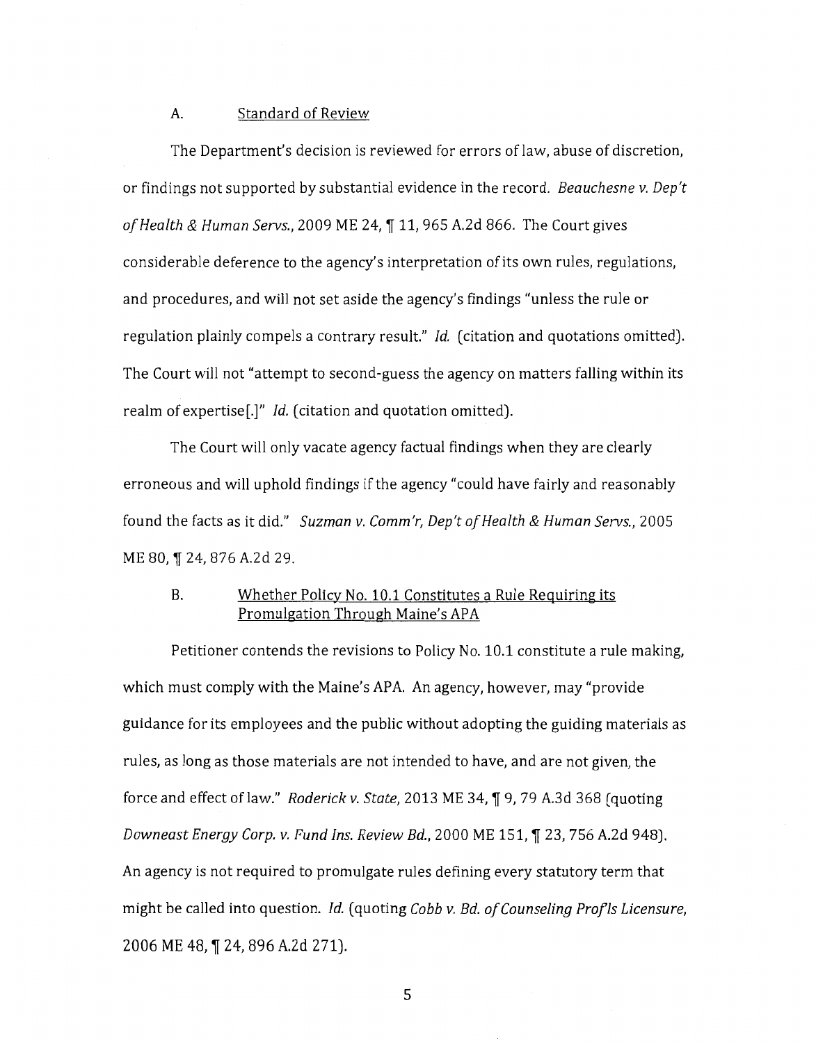### A. Standard of Review

The Department's decision is reviewed for errors of law, abuse of discretion, or findings not supported by substantial evidence in the record. *Beauchesne v. Dep't of Health & Human Servs.*, 2009 ME 24, ¶ 11, 965 A.2d 866. The Court gives considerable deference to the agency's interpretation of its own rules, regulations, and procedures, and will not set aside the agency's findings "unless the rule or regulation plainly compels a contrary result." *Id.* (citation and quotations omitted). The Court will not "attempt to second-guess the agency on matters falling within its realm of expertise[.]" *Id.* (citation and quotation omitted).

The Court will only vacate agency factual findings when they are clearly erroneous and will uphold findings if the agency "could have fairly and reasonably found the facts as it did." *Suzman v. Comm'r, Dep't of Health & Human Servs.*, 2005 ME 80, ¶ 24, 876 A.2d 29.

### B. Whether Policy No. 10.1 Constitutes a Rule Requiring its Promulgation Through Maine's APA

Petitioner contends the revisions to Policy No. 10.1 constitute a rule making, which must comply with the Maine's APA. An agency, however, may "provide guidance for its employees and the public without adopting the guiding materials as rules, as long as those materials are not intended to have, and are not given, the force and effect of law." *Roderick v. State*, 2013 ME 34, ¶ 9, 79 A.3d 368 (quoting *Downeast Energy Corp. v. Fund Ins. Review Bd.*, 2000 ME 151, ¶ 23, 756 A.2d 948). An agency is not required to promulgate rules defining every statutory term that might be called into question. *Id.* (quoting *Cobb v. Bd. of Counseling Prof'ls Licensure*, 2006 ME 48, ¶ 24, 896 A.2d 271).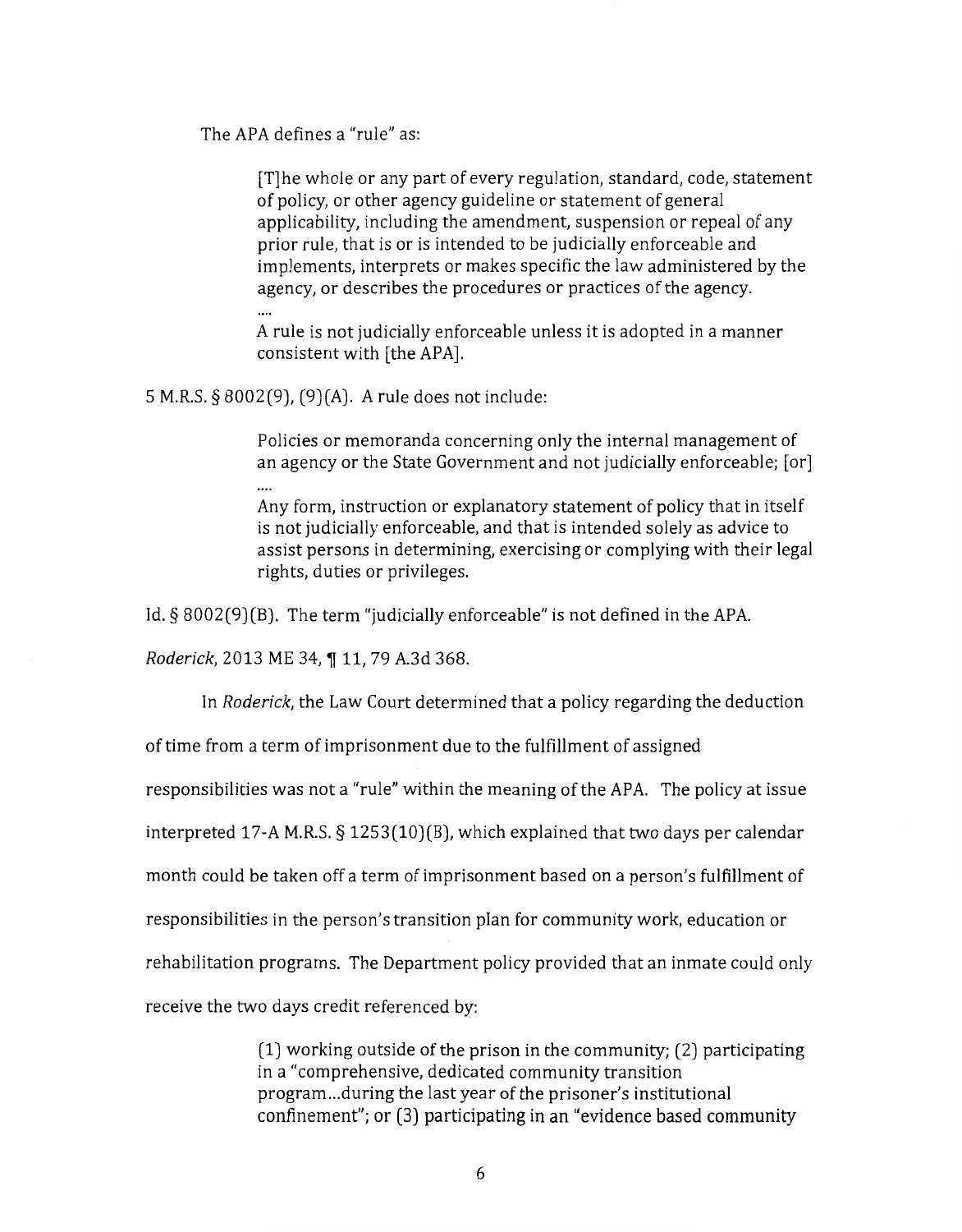The APA defines a "rule" as:

> [T]he whole or any part of every regulation, standard, code, statement of policy, or other agency guideline or statement of general applicability, including the amendment, suspension or repeal of any prior rule, that is or is intended to be judicially enforceable and implements, interprets or makes specific the law administered by the agency, or describes the procedures or practices of the agency.
>
> ....
>
> A rule is not judicially enforceable unless it is adopted in a manner consistent with [the APA].

5 M.R.S. § 8002(9), (9)(A). A rule does not include:

> Policies or memoranda concerning only the internal management of an agency or the State Government and not judicially enforceable; [or]
>
> ....
>
> Any form, instruction or explanatory statement of policy that in itself is not judicially enforceable, and that is intended solely as advice to assist persons in determining, exercising or complying with their legal rights, duties or privileges.

Id. § 8002(9)(B). The term "judicially enforceable" is not defined in the APA. *Roderick*, 2013 ME 34, ¶ 11, 79 A.3d 368.

In *Roderick*, the Law Court determined that a policy regarding the deduction of time from a term of imprisonment due to the fulfillment of assigned responsibilities was not a "rule" within the meaning of the APA. The policy at issue interpreted 17-A M.R.S. § 1253(10)(B), which explained that two days per calendar month could be taken off a term of imprisonment based on a person's fulfillment of responsibilities in the person's transition plan for community work, education or rehabilitation programs. The Department policy provided that an inmate could only receive the two days credit referenced by:

> (1) working outside of the prison in the community; (2) participating in a "comprehensive, dedicated community transition program...during the last year of the prisoner's institutional confinement"; or (3) participating in an "evidence based community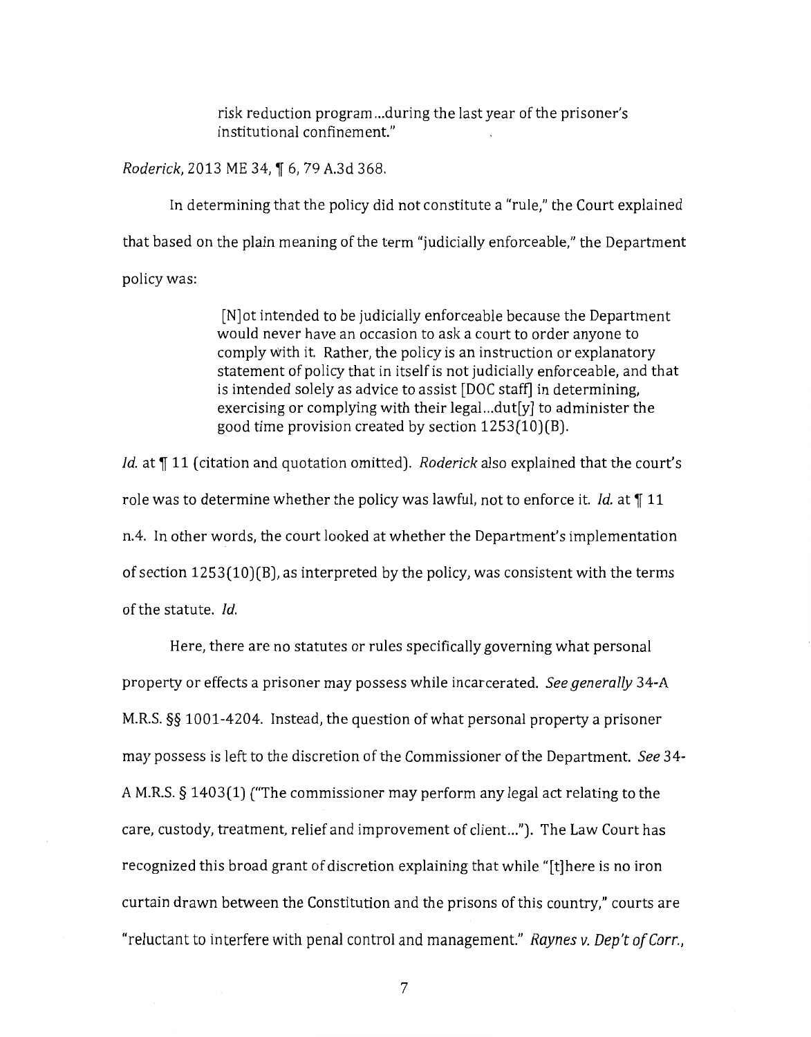> risk reduction program...during the last year of the prisoner's institutional confinement."

*Roderick*, 2013 ME 34, ¶ 6, 79 A.3d 368.

In determining that the policy did not constitute a "rule," the Court explained that based on the plain meaning of the term "judicially enforceable," the Department policy was:

> [N]ot intended to be judicially enforceable because the Department would never have an occasion to ask a court to order anyone to comply with it. Rather, the policy is an instruction or explanatory statement of policy that in itself is not judicially enforceable, and that is intended solely as advice to assist [DOC staff] in determining, exercising or complying with their legal...dut[y] to administer the good time provision created by section 1253(10)(B).

*Id.* at ¶ 11 (citation and quotation omitted). *Roderick* also explained that the court's role was to determine whether the policy was lawful, not to enforce it. *Id.* at ¶ 11 n.4. In other words, the court looked at whether the Department's implementation of section 1253(10)(B), as interpreted by the policy, was consistent with the terms of the statute. *Id.*

Here, there are no statutes or rules specifically governing what personal property or effects a prisoner may possess while incarcerated. *See generally* 34-A M.R.S. §§ 1001-4204. Instead, the question of what personal property a prisoner may possess is left to the discretion of the Commissioner of the Department. *See* 34-A M.R.S. § 1403(1) ("The commissioner may perform any legal act relating to the care, custody, treatment, relief and improvement of client..."). The Law Court has recognized this broad grant of discretion explaining that while "[t]here is no iron curtain drawn between the Constitution and the prisons of this country," courts are "reluctant to interfere with penal control and management." *Raynes v. Dep't of Corr.*,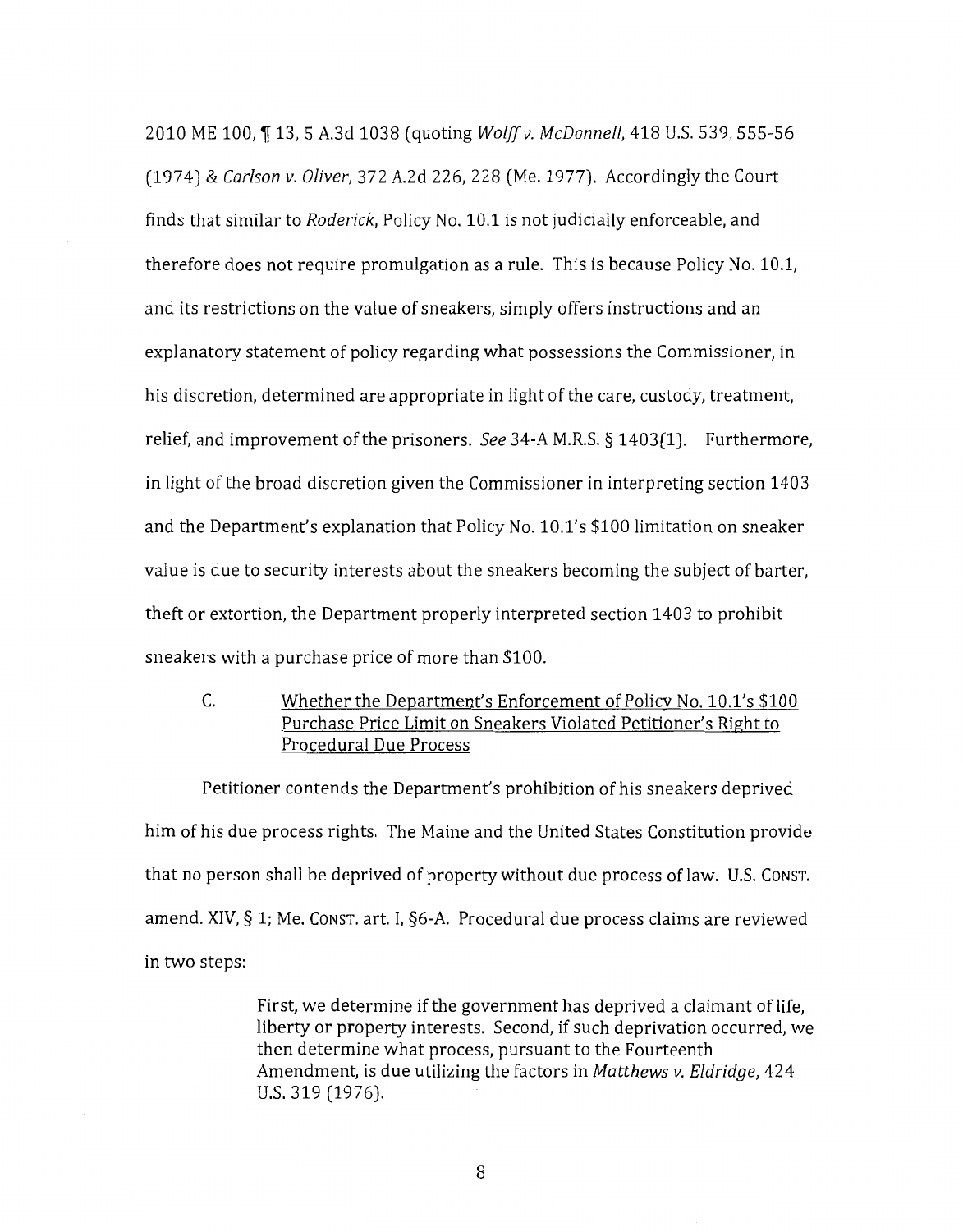2010 ME 100, ¶ 13, 5 A.3d 1038 (quoting *Wolff v. McDonnell*, 418 U.S. 539, 555-56 (1974) & *Carlson v. Oliver*, 372 A.2d 226, 228 (Me. 1977). Accordingly the Court finds that similar to *Roderick*, Policy No. 10.1 is not judicially enforceable, and therefore does not require promulgation as a rule. This is because Policy No. 10.1, and its restrictions on the value of sneakers, simply offers instructions and an explanatory statement of policy regarding what possessions the Commissioner, in his discretion, determined are appropriate in light of the care, custody, treatment, relief, and improvement of the prisoners. *See* 34-A M.R.S. § 1403(1). Furthermore, in light of the broad discretion given the Commissioner in interpreting section 1403 and the Department's explanation that Policy No. 10.1's $100 limitation on sneaker value is due to security interests about the sneakers becoming the subject of barter, theft or extortion, the Department properly interpreted section 1403 to prohibit sneakers with a purchase price of more than $100.

C. Whether the Department's Enforcement of Policy No. 10.1's $100 Purchase Price Limit on Sneakers Violated Petitioner's Right to Procedural Due Process

Petitioner contends the Department's prohibition of his sneakers deprived him of his due process rights. The Maine and the United States Constitution provide that no person shall be deprived of property without due process of law. U.S. CONST. amend. XIV, § 1; Me. CONST. art. I, §6-A. Procedural due process claims are reviewed in two steps:

> First, we determine if the government has deprived a claimant of life, liberty or property interests. Second, if such deprivation occurred, we then determine what process, pursuant to the Fourteenth Amendment, is due utilizing the factors in *Matthews v. Eldridge*, 424 U.S. 319 (1976).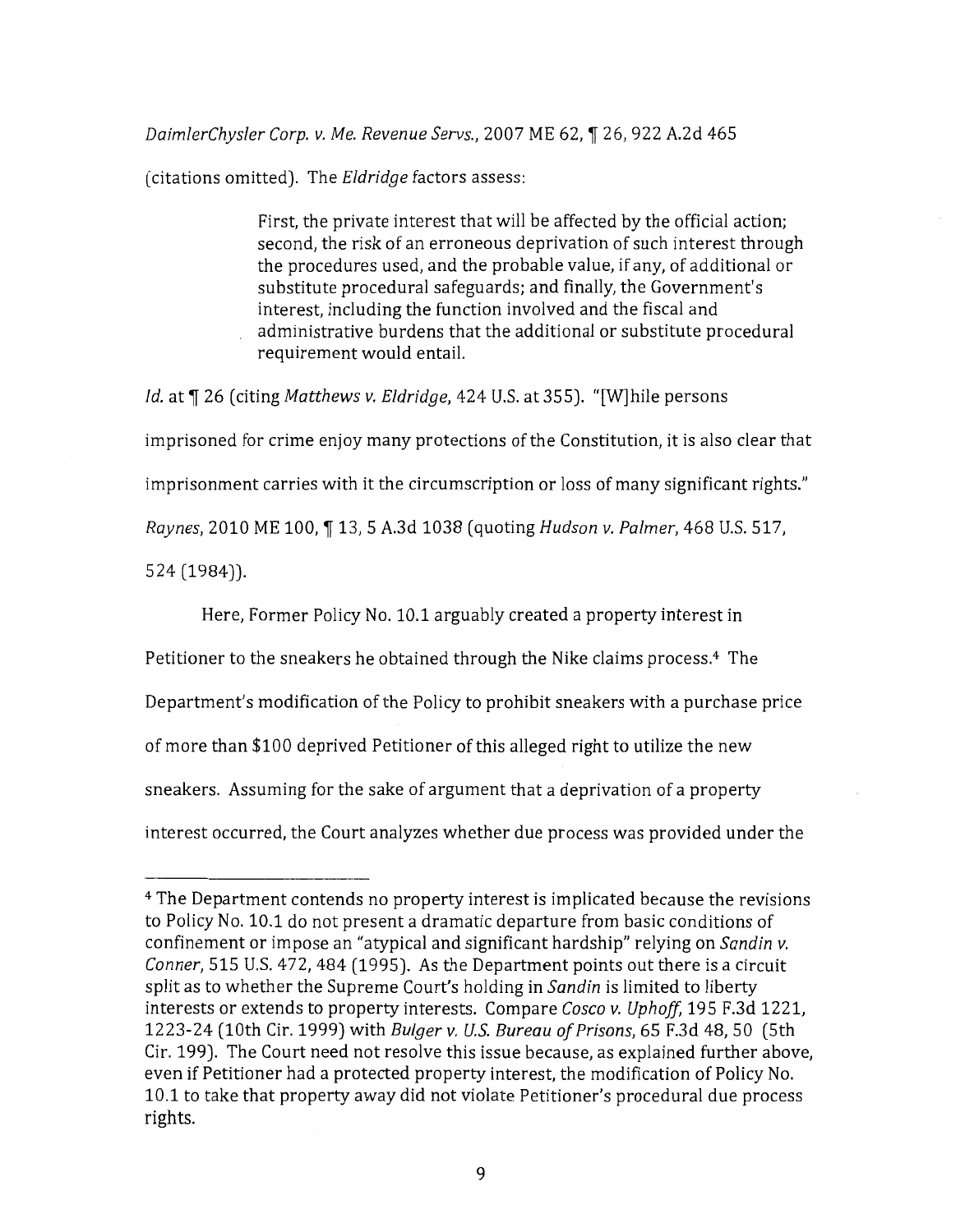*DaimlerChysler Corp. v. Me. Revenue Servs.*, 2007 ME 62, ¶ 26, 922 A.2d 465 (citations omitted). The *Eldridge* factors assess:

> First, the private interest that will be affected by the official action; second, the risk of an erroneous deprivation of such interest through the procedures used, and the probable value, if any, of additional or substitute procedural safeguards; and finally, the Government's interest, including the function involved and the fiscal and administrative burdens that the additional or substitute procedural requirement would entail.

*Id.* at ¶ 26 (citing *Matthews v. Eldridge*, 424 U.S. at 355). "[W]hile persons imprisoned for crime enjoy many protections of the Constitution, it is also clear that imprisonment carries with it the circumscription or loss of many significant rights." *Raynes*, 2010 ME 100, ¶ 13, 5 A.3d 1038 (quoting *Hudson v. Palmer*, 468 U.S. 517, 524 (1984)).

Here, Former Policy No. 10.1 arguably created a property interest in Petitioner to the sneakers he obtained through the Nike claims process.[4] The Department's modification of the Policy to prohibit sneakers with a purchase price of more than $100 deprived Petitioner of this alleged right to utilize the new sneakers. Assuming for the sake of argument that a deprivation of a property interest occurred, the Court analyzes whether due process was provided under the

---

[4] The Department contends no property interest is implicated because the revisions to Policy No. 10.1 do not present a dramatic departure from basic conditions of confinement or impose an "atypical and significant hardship" relying on *Sandin v. Conner*, 515 U.S. 472, 484 (1995). As the Department points out there is a circuit split as to whether the Supreme Court's holding in *Sandin* is limited to liberty interests or extends to property interests. Compare *Cosco v. Uphoff*, 195 F.3d 1221, 1223-24 (10th Cir. 1999) with *Bulger v. U.S. Bureau of Prisons*, 65 F.3d 48, 50 (5th Cir. 199). The Court need not resolve this issue because, as explained further above, even if Petitioner had a protected property interest, the modification of Policy No. 10.1 to take that property away did not violate Petitioner's procedural due process rights.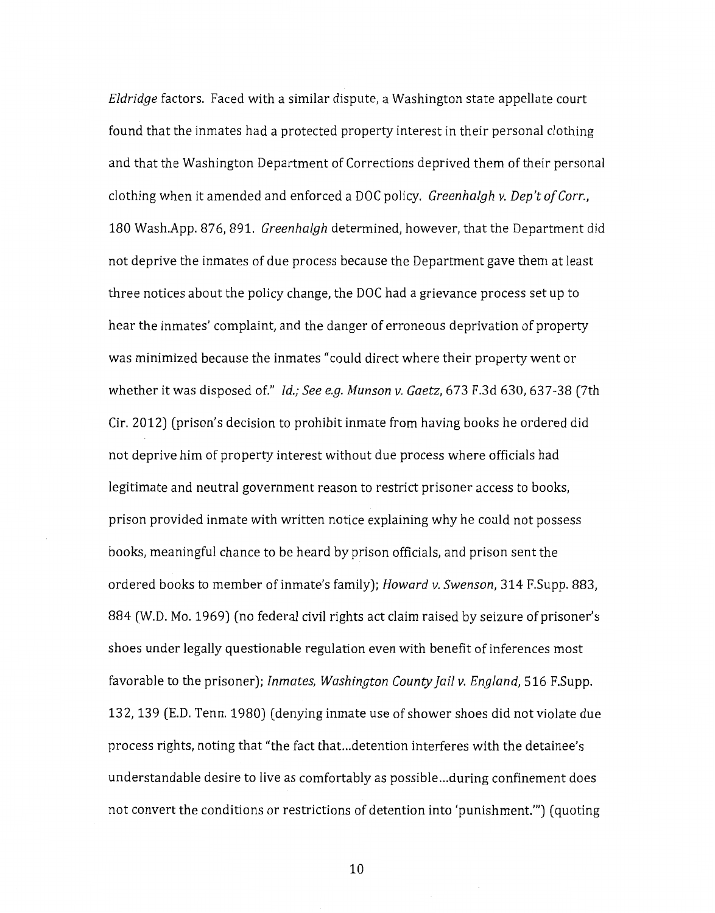*Eldridge* factors. Faced with a similar dispute, a Washington state appellate court found that the inmates had a protected property interest in their personal clothing and that the Washington Department of Corrections deprived them of their personal clothing when it amended and enforced a DOC policy. *Greenhalgh v. Dep't of Corr.*, 180 Wash.App. 876, 891. *Greenhalgh* determined, however, that the Department did not deprive the inmates of due process because the Department gave them at least three notices about the policy change, the DOC had a grievance process set up to hear the inmates' complaint, and the danger of erroneous deprivation of property was minimized because the inmates "could direct where their property went or whether it was disposed of." *Id.; See e.g. Munson v. Gaetz*, 673 F.3d 630, 637-38 (7th Cir. 2012) (prison's decision to prohibit inmate from having books he ordered did not deprive him of property interest without due process where officials had legitimate and neutral government reason to restrict prisoner access to books, prison provided inmate with written notice explaining why he could not possess books, meaningful chance to be heard by prison officials, and prison sent the ordered books to member of inmate's family); *Howard v. Swenson*, 314 F.Supp. 883, 884 (W.D. Mo. 1969) (no federal civil rights act claim raised by seizure of prisoner's shoes under legally questionable regulation even with benefit of inferences most favorable to the prisoner); *Inmates, Washington County Jail v. England*, 516 F.Supp. 132, 139 (E.D. Tenn. 1980) (denying inmate use of shower shoes did not violate due process rights, noting that "the fact that...detention interferes with the detainee's understandable desire to live as comfortably as possible...during confinement does not convert the conditions or restrictions of detention into 'punishment.'") (quoting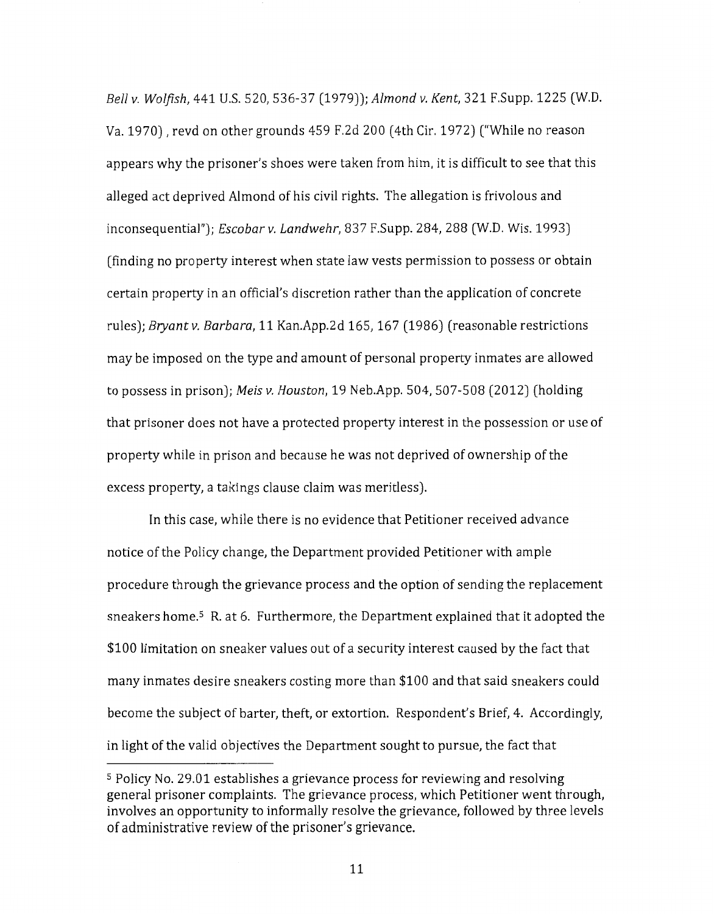*Bell v. Wolfish*, 441 U.S. 520, 536-37 (1979)); *Almond v. Kent*, 321 F.Supp. 1225 (W.D. Va. 1970) , revd on other grounds 459 F.2d 200 (4th Cir. 1972) ("While no reason appears why the prisoner's shoes were taken from him, it is difficult to see that this alleged act deprived Almond of his civil rights. The allegation is frivolous and inconsequential"); *Escobar v. Landwehr*, 837 F.Supp. 284, 288 (W.D. Wis. 1993) (finding no property interest when state law vests permission to possess or obtain certain property in an official's discretion rather than the application of concrete rules); *Bryant v. Barbara*, 11 Kan.App.2d 165, 167 (1986) (reasonable restrictions may be imposed on the type and amount of personal property inmates are allowed to possess in prison); *Meis v. Houston*, 19 Neb.App. 504, 507-508 (2012) (holding that prisoner does not have a protected property interest in the possession or use of property while in prison and because he was not deprived of ownership of the excess property, a takings clause claim was meritless).

In this case, while there is no evidence that Petitioner received advance notice of the Policy change, the Department provided Petitioner with ample procedure through the grievance process and the option of sending the replacement sneakers home.[5] R. at 6. Furthermore, the Department explained that it adopted the $100 limitation on sneaker values out of a security interest caused by the fact that many inmates desire sneakers costing more than $100 and that said sneakers could become the subject of barter, theft, or extortion. Respondent's Brief, 4. Accordingly, in light of the valid objectives the Department sought to pursue, the fact that

[5] Policy No. 29.01 establishes a grievance process for reviewing and resolving general prisoner complaints. The grievance process, which Petitioner went through, involves an opportunity to informally resolve the grievance, followed by three levels of administrative review of the prisoner's grievance.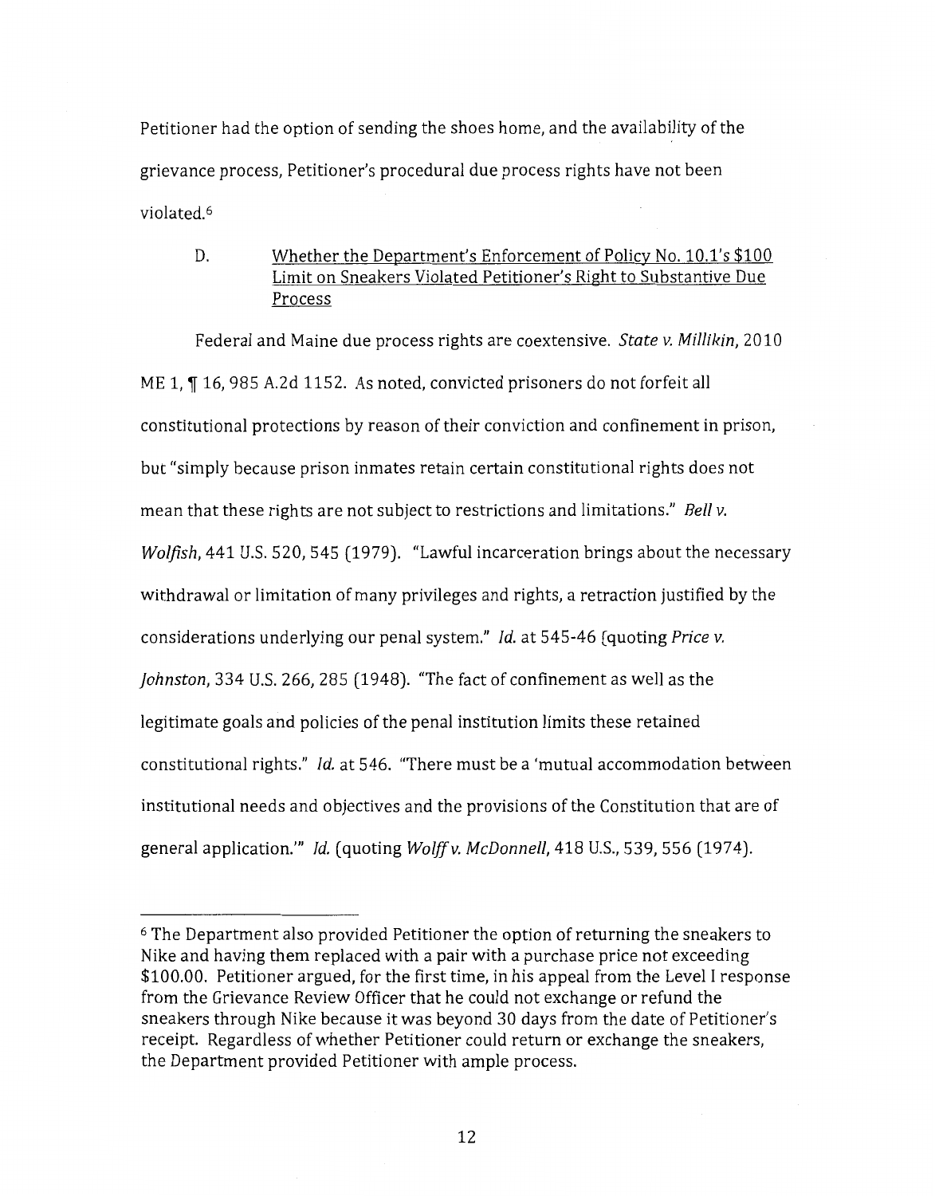Petitioner had the option of sending the shoes home, and the availability of the grievance process, Petitioner's procedural due process rights have not been violated.[6]

D. Whether the Department's Enforcement of Policy No. 10.1's $100 Limit on Sneakers Violated Petitioner's Right to Substantive Due Process

Federal and Maine due process rights are coextensive. *State v. Millikin*, 2010 ME 1, ¶ 16, 985 A.2d 1152. As noted, convicted prisoners do not forfeit all constitutional protections by reason of their conviction and confinement in prison, but "simply because prison inmates retain certain constitutional rights does not mean that these rights are not subject to restrictions and limitations." *Bell v. Wolfish*, 441 U.S. 520, 545 (1979). "Lawful incarceration brings about the necessary withdrawal or limitation of many privileges and rights, a retraction justified by the considerations underlying our penal system." *Id.* at 545-46 (quoting *Price v. Johnston*, 334 U.S. 266, 285 (1948). "The fact of confinement as well as the legitimate goals and policies of the penal institution limits these retained constitutional rights." *Id.* at 546. "There must be a 'mutual accommodation between institutional needs and objectives and the provisions of the Constitution that are of general application.'" *Id.* (quoting *Wolff v. McDonnell*, 418 U.S., 539, 556 (1974).

---

[6] The Department also provided Petitioner the option of returning the sneakers to Nike and having them replaced with a pair with a purchase price not exceeding $100.00. Petitioner argued, for the first time, in his appeal from the Level I response from the Grievance Review Officer that he could not exchange or refund the sneakers through Nike because it was beyond 30 days from the date of Petitioner's receipt. Regardless of whether Petitioner could return or exchange the sneakers, the Department provided Petitioner with ample process.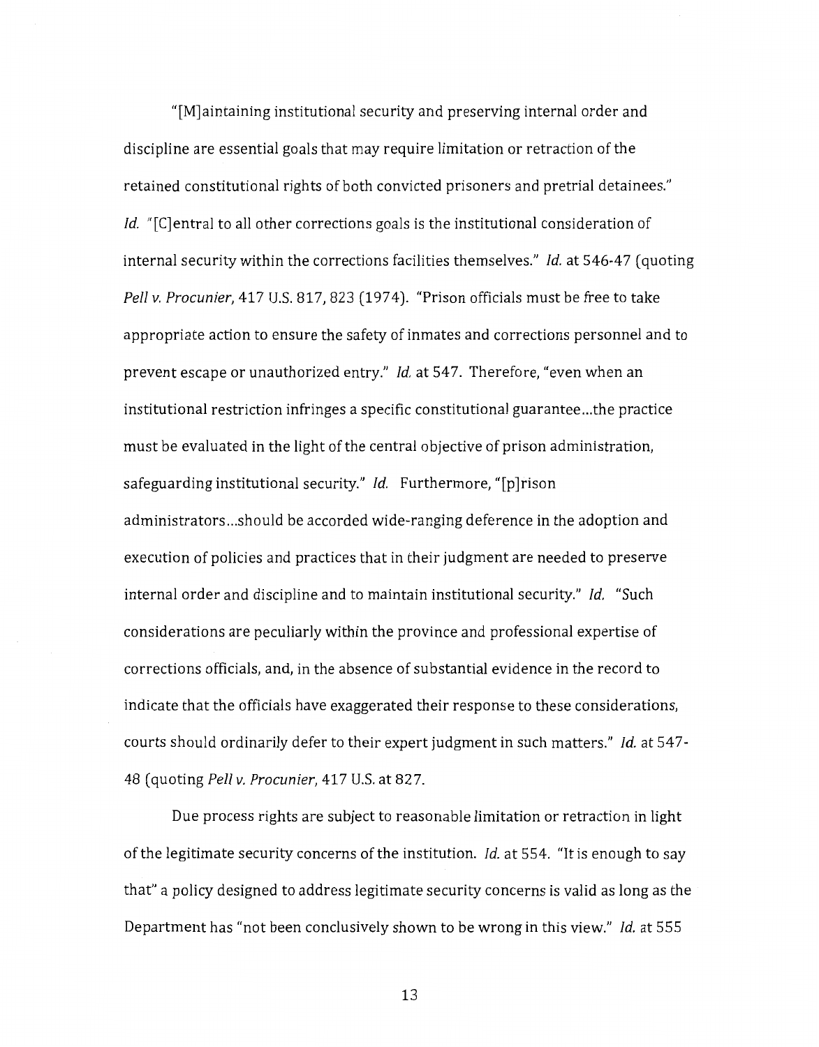"[M]aintaining institutional security and preserving internal order and discipline are essential goals that may require limitation or retraction of the retained constitutional rights of both convicted prisoners and pretrial detainees." *Id.* "[C]entral to all other corrections goals is the institutional consideration of internal security within the corrections facilities themselves." *Id.* at 546-47 (quoting *Pell v. Procunier*, 417 U.S. 817, 823 (1974). "Prison officials must be free to take appropriate action to ensure the safety of inmates and corrections personnel and to prevent escape or unauthorized entry." *Id.* at 547. Therefore, "even when an institutional restriction infringes a specific constitutional guarantee…the practice must be evaluated in the light of the central objective of prison administration, safeguarding institutional security." *Id.* Furthermore, "[p]rison administrators…should be accorded wide-ranging deference in the adoption and execution of policies and practices that in their judgment are needed to preserve internal order and discipline and to maintain institutional security." *Id.* "Such considerations are peculiarly within the province and professional expertise of corrections officials, and, in the absence of substantial evidence in the record to indicate that the officials have exaggerated their response to these considerations, courts should ordinarily defer to their expert judgment in such matters." *Id.* at 547-48 (quoting *Pell v. Procunier*, 417 U.S. at 827.

Due process rights are subject to reasonable limitation or retraction in light of the legitimate security concerns of the institution. *Id.* at 554. "It is enough to say that" a policy designed to address legitimate security concerns is valid as long as the Department has "not been conclusively shown to be wrong in this view." *Id.* at 555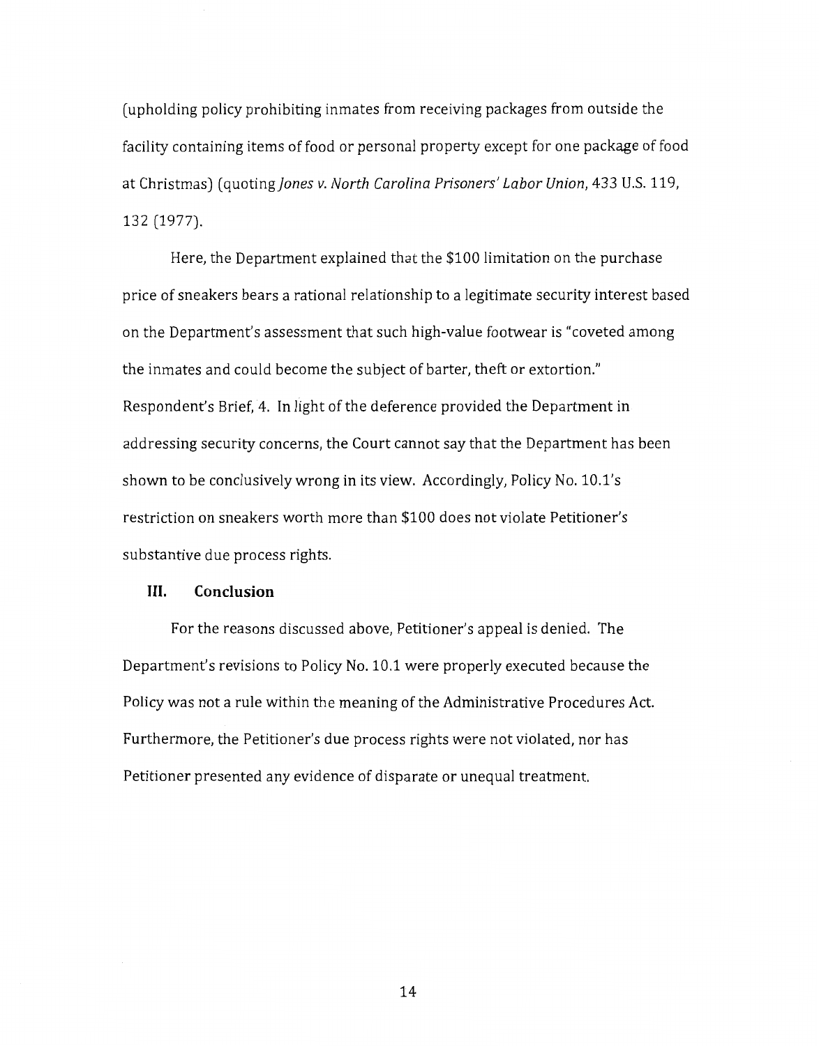(upholding policy prohibiting inmates from receiving packages from outside the facility containing items of food or personal property except for one package of food at Christmas) (quoting *Jones v. North Carolina Prisoners' Labor Union*, 433 U.S. 119, 132 (1977).

Here, the Department explained that the $100 limitation on the purchase price of sneakers bears a rational relationship to a legitimate security interest based on the Department's assessment that such high-value footwear is "coveted among the inmates and could become the subject of barter, theft or extortion." Respondent's Brief, 4. In light of the deference provided the Department in addressing security concerns, the Court cannot say that the Department has been shown to be conclusively wrong in its view. Accordingly, Policy No. 10.1's restriction on sneakers worth more than $100 does not violate Petitioner's substantive due process rights.

## III. Conclusion

For the reasons discussed above, Petitioner's appeal is denied. The Department's revisions to Policy No. 10.1 were properly executed because the Policy was not a rule within the meaning of the Administrative Procedures Act. Furthermore, the Petitioner's due process rights were not violated, nor has Petitioner presented any evidence of disparate or unequal treatment.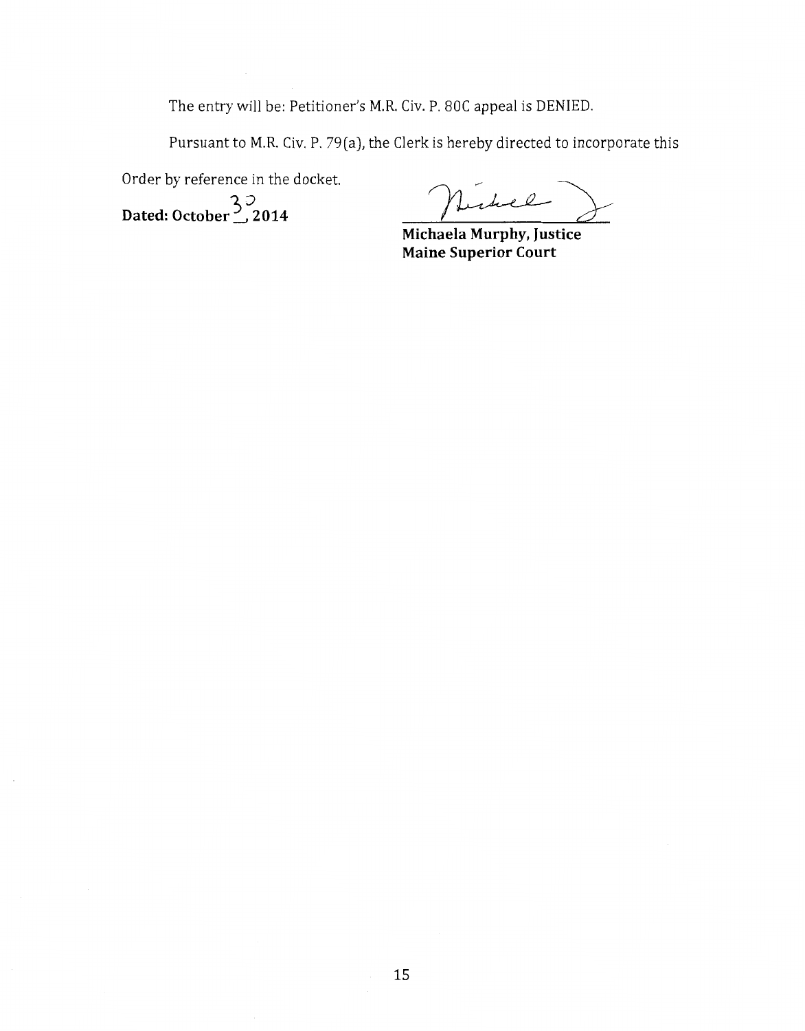The entry will be: Petitioner's M.R. Civ. P. 80C appeal is DENIED.

Pursuant to M.R. Civ. P. 79(a), the Clerk is hereby directed to incorporate this Order by reference in the docket.

**Dated: October 30, 2014**

**Michaela Murphy, Justice**
**Maine Superior Court**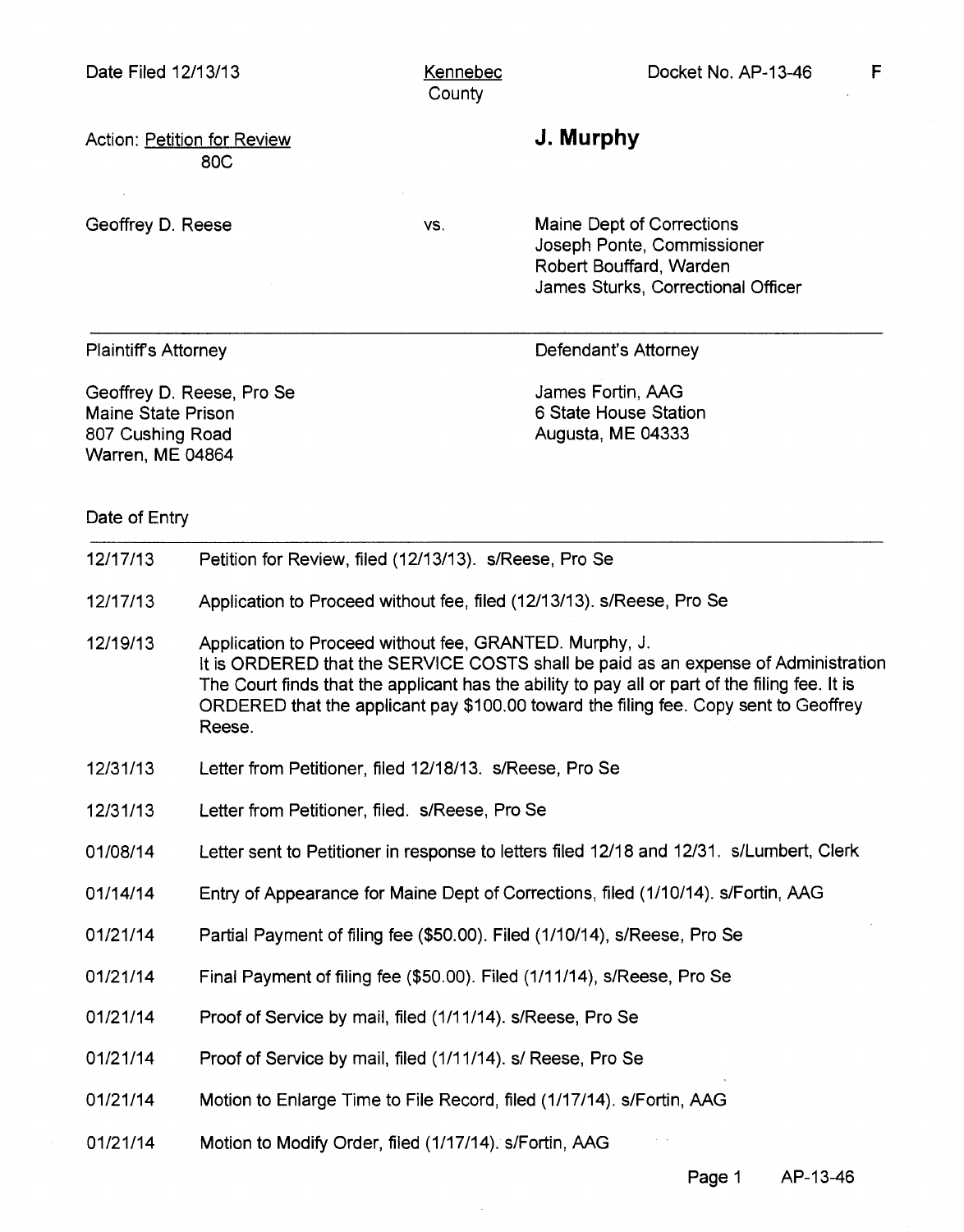Date Filed 12/13/13 | Kennebec County | Docket No. AP-13-46 | F

Action: Petition for Review 80C

**J. Murphy**

Geoffrey D. Reese vs. Maine Dept of Corrections
Joseph Ponte, Commissioner
Robert Bouffard, Warden
James Sturks, Correctional Officer

---

Plaintiff's Attorney

Geoffrey D. Reese, Pro Se
Maine State Prison
807 Cushing Road
Warren, ME 04864

Defendant's Attorney

James Fortin, AAG
6 State House Station
Augusta, ME 04333

| Date of Entry | |
|---|---|
| 12/17/13 | Petition for Review, filed (12/13/13). s/Reese, Pro Se |
| 12/17/13 | Application to Proceed without fee, filed (12/13/13). s/Reese, Pro Se |
| 12/19/13 | Application to Proceed without fee, GRANTED. Murphy, J. It is ORDERED that the SERVICE COSTS shall be paid as an expense of Administration The Court finds that the applicant has the ability to pay all or part of the filing fee. It is ORDERED that the applicant pay $100.00 toward the filing fee. Copy sent to Geoffrey Reese. |
| 12/31/13 | Letter from Petitioner, filed 12/18/13. s/Reese, Pro Se |
| 12/31/13 | Letter from Petitioner, filed. s/Reese, Pro Se |
| 01/08/14 | Letter sent to Petitioner in response to letters filed 12/18 and 12/31. s/Lumbert, Clerk |
| 01/14/14 | Entry of Appearance for Maine Dept of Corrections, filed (1/10/14). s/Fortin, AAG |
| 01/21/14 | Partial Payment of filing fee ($50.00). Filed (1/10/14), s/Reese, Pro Se |
| 01/21/14 | Final Payment of filing fee ($50.00). Filed (1/11/14), s/Reese, Pro Se |
| 01/21/14 | Proof of Service by mail, filed (1/11/14). s/Reese, Pro Se |
| 01/21/14 | Proof of Service by mail, filed (1/11/14). s/ Reese, Pro Se |
| 01/21/14 | Motion to Enlarge Time to File Record, filed (1/17/14). s/Fortin, AAG |
| 01/21/14 | Motion to Modify Order, filed (1/17/14). s/Fortin, AAG |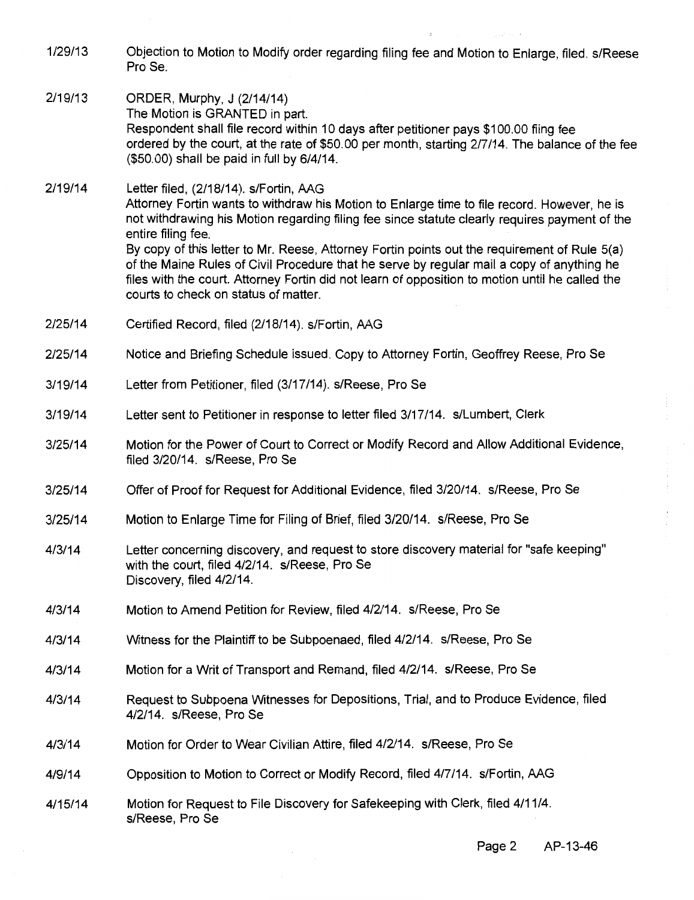1/29/13 Objection to Motion to Modify order regarding filing fee and Motion to Enlarge, filed. s/Reese Pro Se.

2/19/13 ORDER, Murphy, J (2/14/14)
The Motion is GRANTED in part.
Respondent shall file record within 10 days after petitioner pays $100.00 fiing fee ordered by the court, at the rate of $50.00 per month, starting 2/7/14. The balance of the fee ($50.00) shall be paid in full by 6/4/14.

2/19/14 Letter filed, (2/18/14). s/Fortin, AAG
Attorney Fortin wants to withdraw his Motion to Enlarge time to file record. However, he is not withdrawing his Motion regarding filing fee since statute clearly requires payment of the entire filing fee.
By copy of this letter to Mr. Reese, Attorney Fortin points out the requirement of Rule 5(a) of the Maine Rules of Civil Procedure that he serve by regular mail a copy of anything he files with the court. Attorney Fortin did not learn of opposition to motion until he called the courts to check on status of matter.

2/25/14 Certified Record, filed (2/18/14). s/Fortin, AAG

2/25/14 Notice and Briefing Schedule issued. Copy to Attorney Fortin, Geoffrey Reese, Pro Se

3/19/14 Letter from Petitioner, filed (3/17/14). s/Reese, Pro Se

3/19/14 Letter sent to Petitioner in response to letter filed 3/17/14. s/Lumbert, Clerk

3/25/14 Motion for the Power of Court to Correct or Modify Record and Allow Additional Evidence, filed 3/20/14. s/Reese, Pro Se

3/25/14 Offer of Proof for Request for Additional Evidence, filed 3/20/14. s/Reese, Pro Se

3/25/14 Motion to Enlarge Time for Filing of Brief, filed 3/20/14. s/Reese, Pro Se

4/3/14 Letter concerning discovery, and request to store discovery material for "safe keeping" with the court, filed 4/2/14. s/Reese, Pro Se
Discovery, filed 4/2/14.

4/3/14 Motion to Amend Petition for Review, filed 4/2/14. s/Reese, Pro Se

4/3/14 Witness for the Plaintiff to be Subpoenaed, filed 4/2/14. s/Reese, Pro Se

4/3/14 Motion for a Writ of Transport and Remand, filed 4/2/14. s/Reese, Pro Se

4/3/14 Request to Subpoena Witnesses for Depositions, Trial, and to Produce Evidence, filed 4/2/14. s/Reese, Pro Se

4/3/14 Motion for Order to Wear Civilian Attire, filed 4/2/14. s/Reese, Pro Se

4/9/14 Opposition to Motion to Correct or Modify Record, filed 4/7/14. s/Fortin, AAG

4/15/14 Motion for Request to File Discovery for Safekeeping with Clerk, filed 4/11/4. s/Reese, Pro Se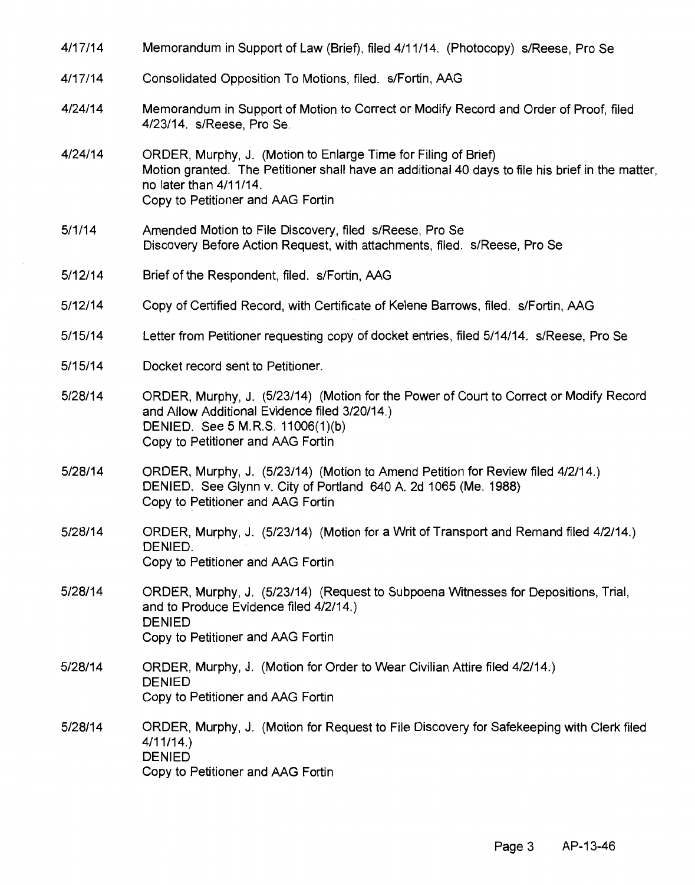| | |
|---|---|
| 4/17/14 | Memorandum in Support of Law (Brief), filed 4/11/14. (Photocopy) s/Reese, Pro Se |
| 4/17/14 | Consolidated Opposition To Motions, filed. s/Fortin, AAG |
| 4/24/14 | Memorandum in Support of Motion to Correct or Modify Record and Order of Proof, filed 4/23/14. s/Reese, Pro Se. |
| 4/24/14 | ORDER, Murphy, J. (Motion to Enlarge Time for Filing of Brief)<br>Motion granted. The Petitioner shall have an additional 40 days to file his brief in the matter, no later than 4/11/14.<br>Copy to Petitioner and AAG Fortin |
| 5/1/14 | Amended Motion to File Discovery, filed s/Reese, Pro Se<br>Discovery Before Action Request, with attachments, filed. s/Reese, Pro Se |
| 5/12/14 | Brief of the Respondent, filed. s/Fortin, AAG |
| 5/12/14 | Copy of Certified Record, with Certificate of Kelene Barrows, filed. s/Fortin, AAG |
| 5/15/14 | Letter from Petitioner requesting copy of docket entries, filed 5/14/14. s/Reese, Pro Se |
| 5/15/14 | Docket record sent to Petitioner. |
| 5/28/14 | ORDER, Murphy, J. (5/23/14) (Motion for the Power of Court to Correct or Modify Record and Allow Additional Evidence filed 3/20/14.)<br>DENIED. See 5 M.R.S. 11006(1)(b)<br>Copy to Petitioner and AAG Fortin |
| 5/28/14 | ORDER, Murphy, J. (5/23/14) (Motion to Amend Petition for Review filed 4/2/14.)<br>DENIED. See Glynn v. City of Portland 640 A. 2d 1065 (Me. 1988)<br>Copy to Petitioner and AAG Fortin |
| 5/28/14 | ORDER, Murphy, J. (5/23/14) (Motion for a Writ of Transport and Remand filed 4/2/14.)<br>DENIED.<br>Copy to Petitioner and AAG Fortin |
| 5/28/14 | ORDER, Murphy, J. (5/23/14) (Request to Subpoena Witnesses for Depositions, Trial, and to Produce Evidence filed 4/2/14.)<br>DENIED<br>Copy to Petitioner and AAG Fortin |
| 5/28/14 | ORDER, Murphy, J. (Motion for Order to Wear Civilian Attire filed 4/2/14.)<br>DENIED<br>Copy to Petitioner and AAG Fortin |
| 5/28/14 | ORDER, Murphy, J. (Motion for Request to File Discovery for Safekeeping with Clerk filed 4/11/14.)<br>DENIED<br>Copy to Petitioner and AAG Fortin |

AP-13-46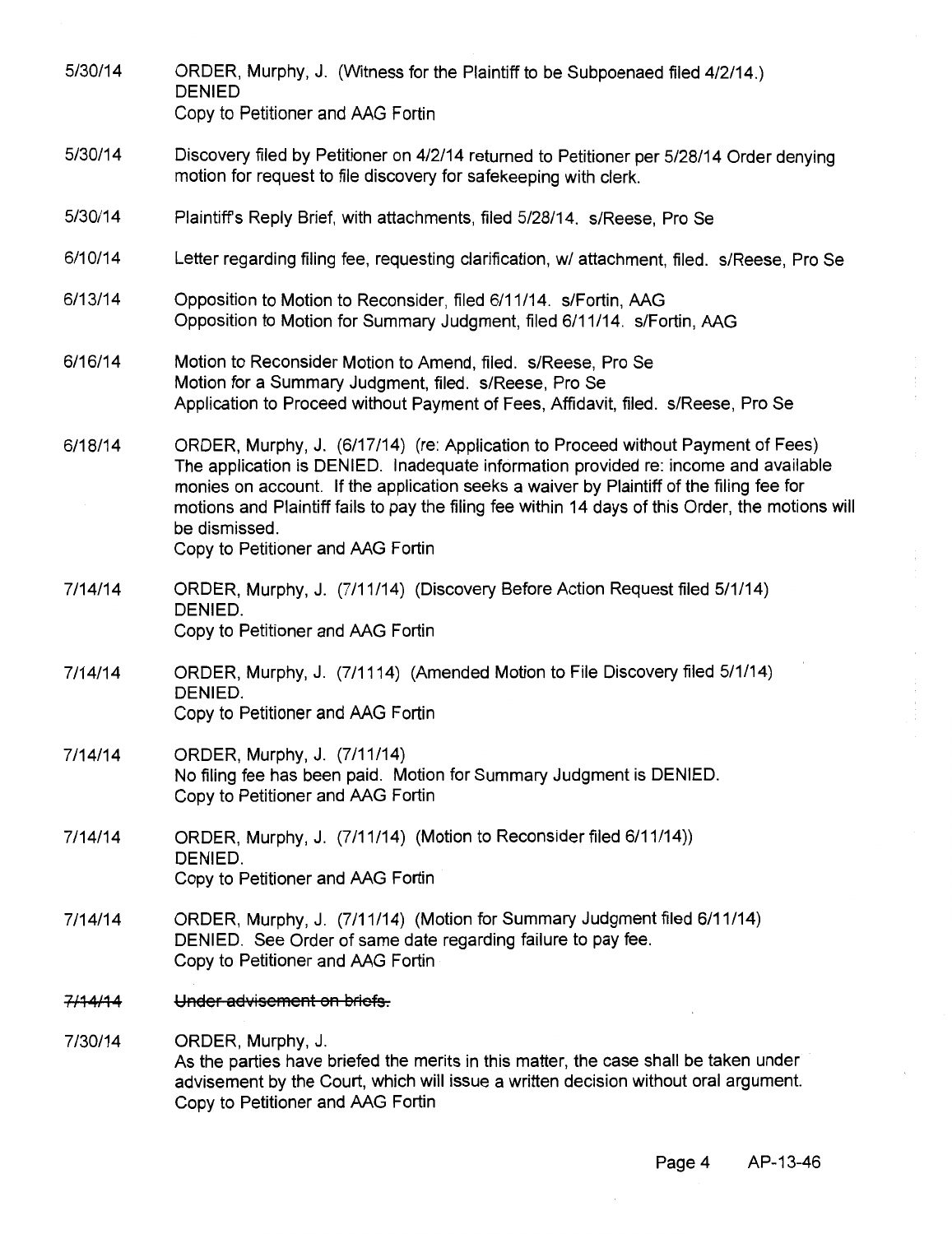5/30/14 ORDER, Murphy, J. (Witness for the Plaintiff to be Subpoenaed filed 4/2/14.) DENIED
Copy to Petitioner and AAG Fortin

5/30/14 Discovery filed by Petitioner on 4/2/14 returned to Petitioner per 5/28/14 Order denying motion for request to file discovery for safekeeping with clerk.

5/30/14 Plaintiff's Reply Brief, with attachments, filed 5/28/14. s/Reese, Pro Se

6/10/14 Letter regarding filing fee, requesting clarification, w/ attachment, filed. s/Reese, Pro Se

6/13/14 Opposition to Motion to Reconsider, filed 6/11/14. s/Fortin, AAG
Opposition to Motion for Summary Judgment, filed 6/11/14. s/Fortin, AAG

6/16/14 Motion to Reconsider Motion to Amend, filed. s/Reese, Pro Se
Motion for a Summary Judgment, filed. s/Reese, Pro Se
Application to Proceed without Payment of Fees, Affidavit, filed. s/Reese, Pro Se

6/18/14 ORDER, Murphy, J. (6/17/14) (re: Application to Proceed without Payment of Fees) The application is DENIED. Inadequate information provided re: income and available monies on account. If the application seeks a waiver by Plaintiff of the filing fee for motions and Plaintiff fails to pay the filing fee within 14 days of this Order, the motions will be dismissed.
Copy to Petitioner and AAG Fortin

7/14/14 ORDER, Murphy, J. (7/11/14) (Discovery Before Action Request filed 5/1/14) DENIED.
Copy to Petitioner and AAG Fortin

7/14/14 ORDER, Murphy, J. (7/1114) (Amended Motion to File Discovery filed 5/1/14) DENIED.
Copy to Petitioner and AAG Fortin

7/14/14 ORDER, Murphy, J. (7/11/14)
No filing fee has been paid. Motion for Summary Judgment is DENIED.
Copy to Petitioner and AAG Fortin

7/14/14 ORDER, Murphy, J. (7/11/14) (Motion to Reconsider filed 6/11/14))
DENIED.
Copy to Petitioner and AAG Fortin

7/14/14 ORDER, Murphy, J. (7/11/14) (Motion for Summary Judgment filed 6/11/14)
DENIED. See Order of same date regarding failure to pay fee.
Copy to Petitioner and AAG Fortin

~~7/14/14 Under advisement on briefs.~~

7/30/14 ORDER, Murphy, J.
As the parties have briefed the merits in this matter, the case shall be taken under advisement by the Court, which will issue a written decision without oral argument.
Copy to Petitioner and AAG Fortin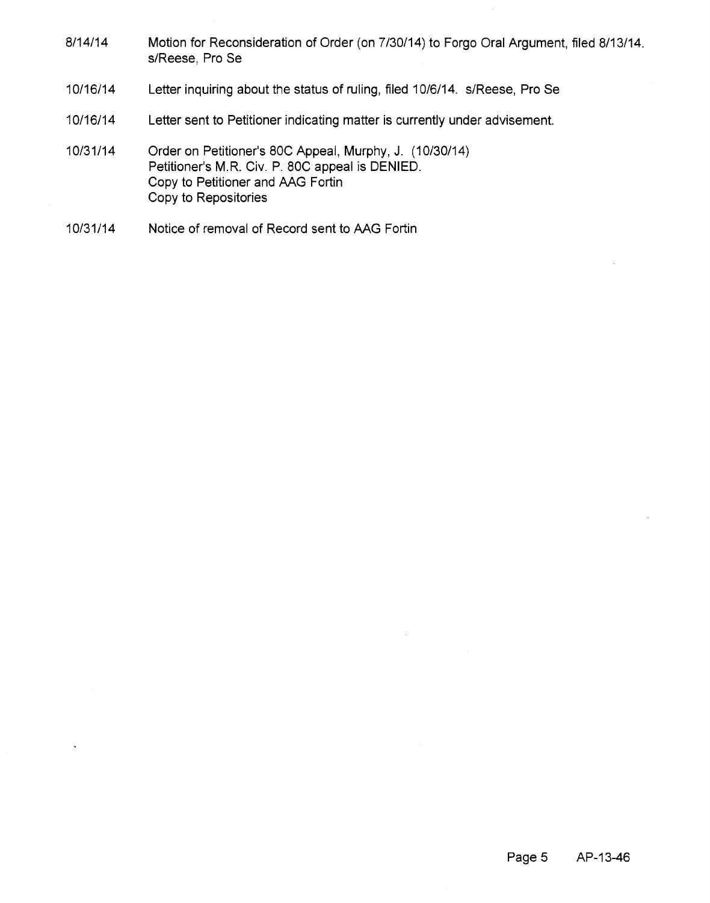8/14/14 Motion for Reconsideration of Order (on 7/30/14) to Forgo Oral Argument, filed 8/13/14. s/Reese, Pro Se

10/16/14 Letter inquiring about the status of ruling, filed 10/6/14. s/Reese, Pro Se

10/16/14 Letter sent to Petitioner indicating matter is currently under advisement.

10/31/14 Order on Petitioner's 80C Appeal, Murphy, J. (10/30/14)
Petitioner's M.R. Civ. P. 80C appeal is DENIED.
Copy to Petitioner and AAG Fortin
Copy to Repositories

10/31/14 Notice of removal of Record sent to AAG Fortin